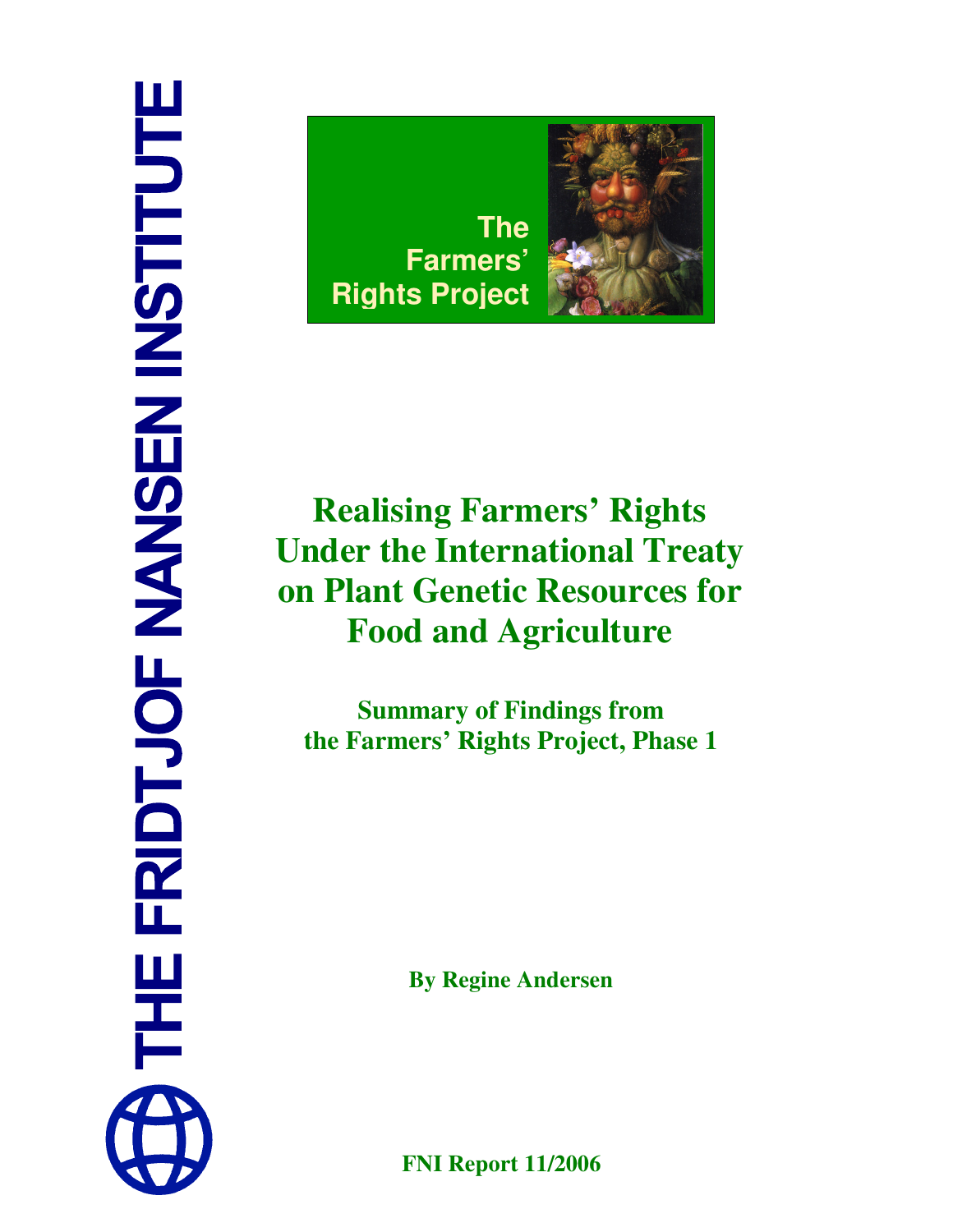THE FRIDTJOF NANSEN INSTITUTE

The Farmers' Rights Project

# Realising Farmers' Rights Under the International Treaty on Plant Genetic Resources for Food and Agriculture

## Summary of Findings from the Farmers' Rights Project, Phase 1

**By Regine Andersen**

**FNI Report 11/2006**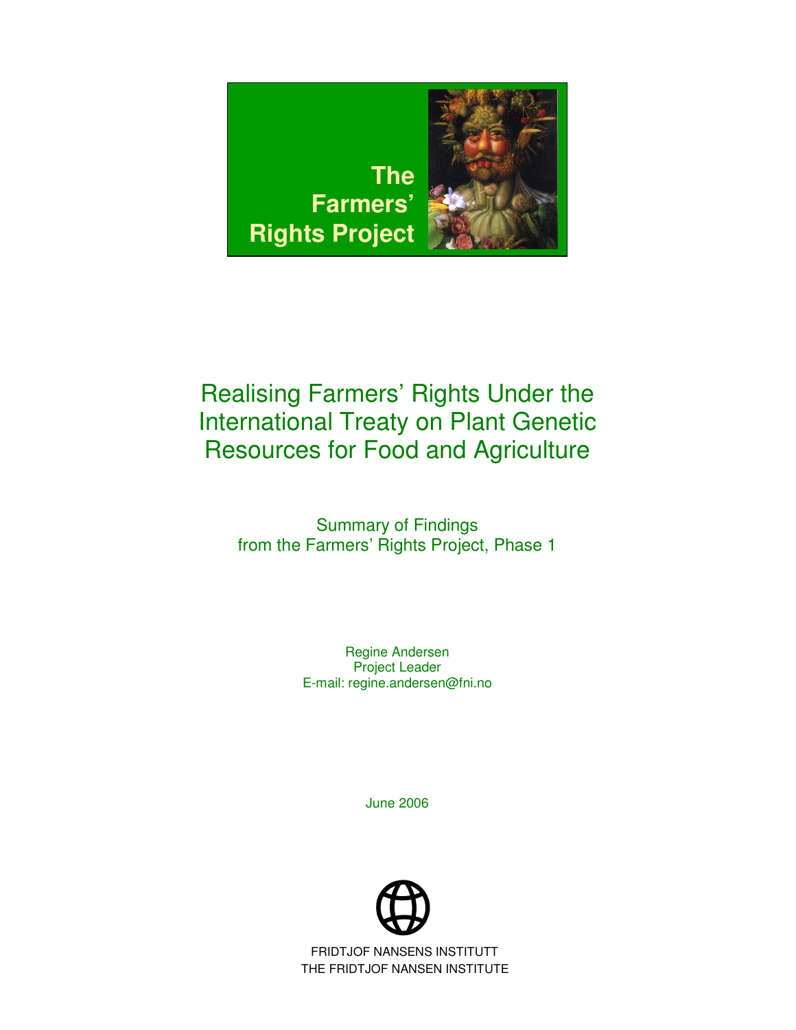**The Farmers' Rights Project**

# Realising Farmers' Rights Under the International Treaty on Plant Genetic Resources for Food and Agriculture

Summary of Findings
from the Farmers' Rights Project, Phase 1

Regine Andersen
Project Leader
E-mail: regine.andersen@fni.no

June 2006

FRIDTJOF NANSENS INSTITUTT
THE FRIDTJOF NANSEN INSTITUTE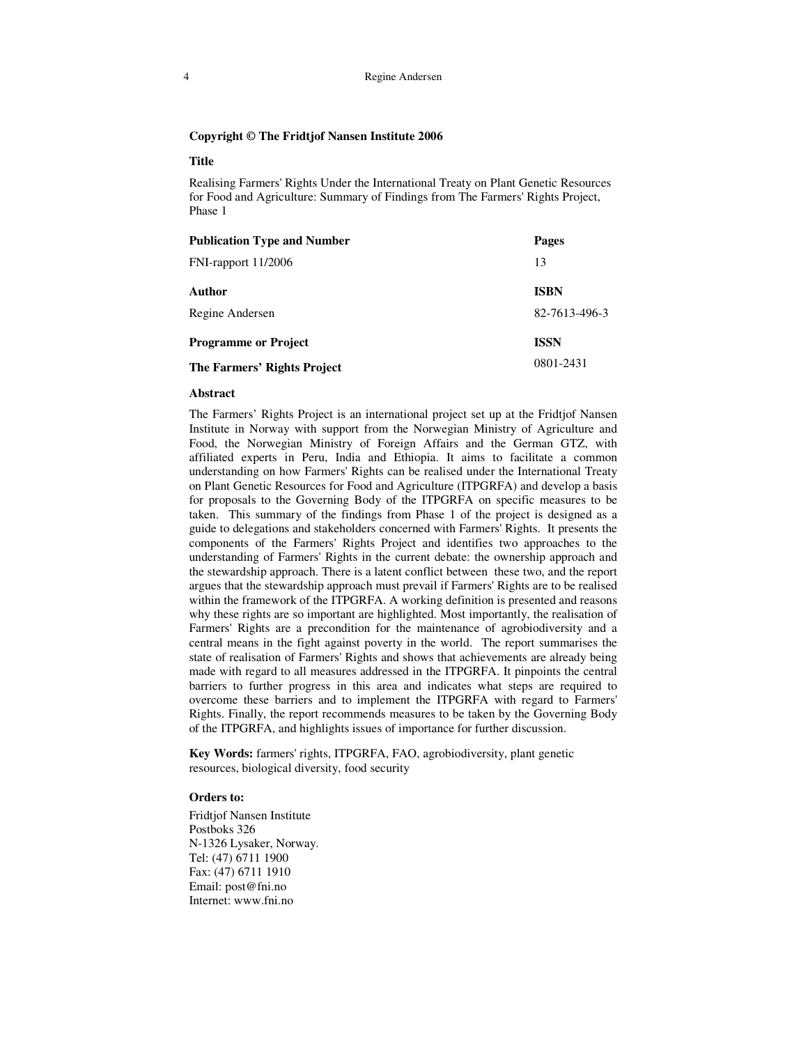**Copyright © The Fridtjof Nansen Institute 2006**

**Title**

Realising Farmers' Rights Under the International Treaty on Plant Genetic Resources for Food and Agriculture: Summary of Findings from The Farmers' Rights Project, Phase 1

| **Publication Type and Number** | **Pages** |
|---|---|
| FNI-rapport 11/2006 | 13 |
| **Author** | **ISBN** |
| Regine Andersen | 82-7613-496-3 |
| **Programme or Project** | **ISSN** |
| **The Farmers' Rights Project** | 0801-2431 |

**Abstract**

The Farmers' Rights Project is an international project set up at the Fridtjof Nansen Institute in Norway with support from the Norwegian Ministry of Agriculture and Food, the Norwegian Ministry of Foreign Affairs and the German GTZ, with affiliated experts in Peru, India and Ethiopia. It aims to facilitate a common understanding on how Farmers' Rights can be realised under the International Treaty on Plant Genetic Resources for Food and Agriculture (ITPGRFA) and develop a basis for proposals to the Governing Body of the ITPGRFA on specific measures to be taken. This summary of the findings from Phase 1 of the project is designed as a guide to delegations and stakeholders concerned with Farmers' Rights. It presents the components of the Farmers' Rights Project and identifies two approaches to the understanding of Farmers' Rights in the current debate: the ownership approach and the stewardship approach. There is a latent conflict between these two, and the report argues that the stewardship approach must prevail if Farmers' Rights are to be realised within the framework of the ITPGRFA. A working definition is presented and reasons why these rights are so important are highlighted. Most importantly, the realisation of Farmers' Rights are a precondition for the maintenance of agrobiodiversity and a central means in the fight against poverty in the world. The report summarises the state of realisation of Farmers' Rights and shows that achievements are already being made with regard to all measures addressed in the ITPGRFA. It pinpoints the central barriers to further progress in this area and indicates what steps are required to overcome these barriers and to implement the ITPGRFA with regard to Farmers' Rights. Finally, the report recommends measures to be taken by the Governing Body of the ITPGRFA, and highlights issues of importance for further discussion.

**Key Words:** farmers' rights, ITPGRFA, FAO, agrobiodiversity, plant genetic resources, biological diversity, food security

**Orders to:**

Fridtjof Nansen Institute
Postboks 326
N-1326 Lysaker, Norway.
Tel: (47) 6711 1900
Fax: (47) 6711 1910
Email: post@fni.no
Internet: www.fni.no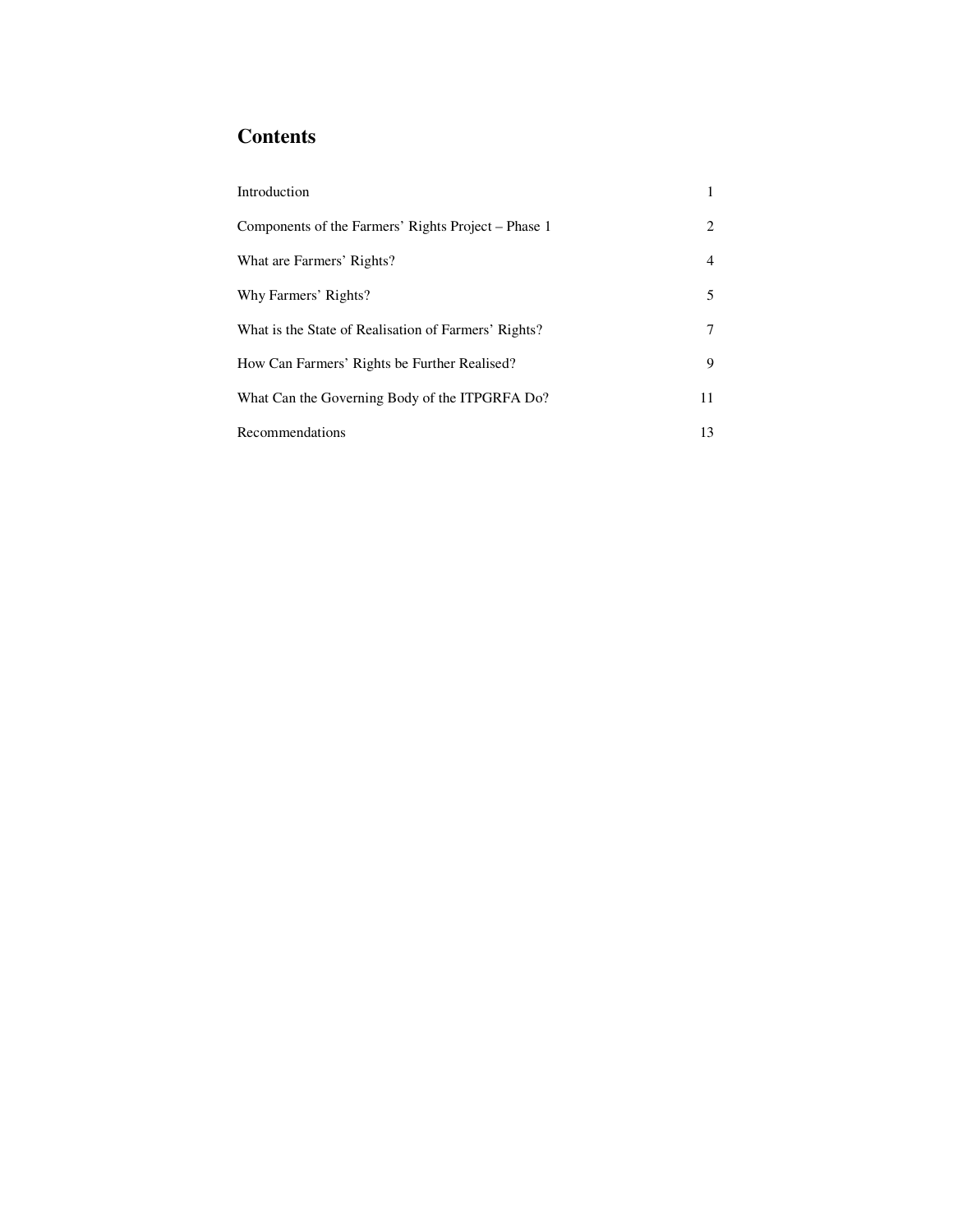## Contents

| | |
|---|---|
| Introduction | 1 |
| Components of the Farmers' Rights Project – Phase 1 | 2 |
| What are Farmers' Rights? | 4 |
| Why Farmers' Rights? | 5 |
| What is the State of Realisation of Farmers' Rights? | 7 |
| How Can Farmers' Rights be Further Realised? | 9 |
| What Can the Governing Body of the ITPGRFA Do? | 11 |
| Recommendations | 13 |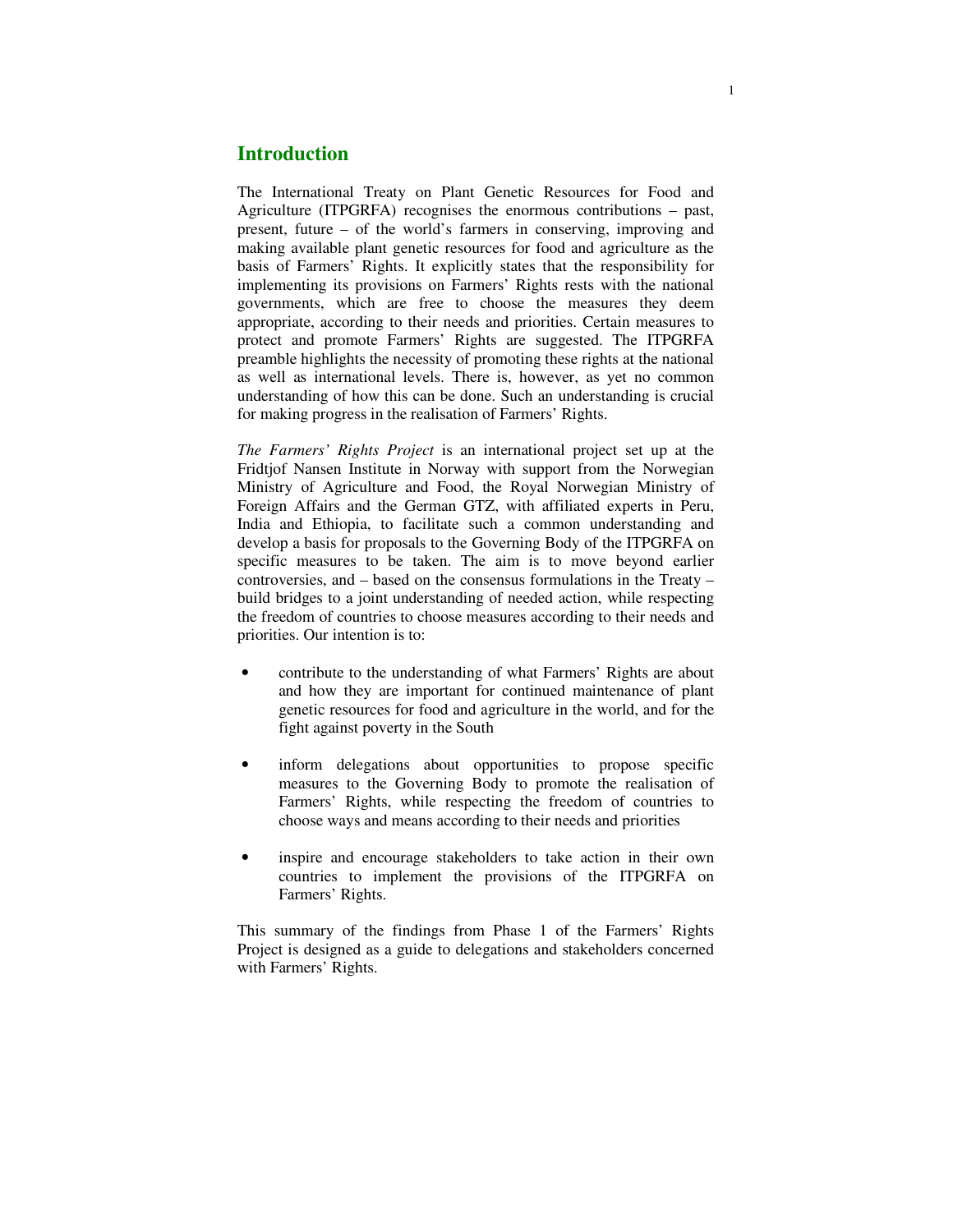# Introduction

The International Treaty on Plant Genetic Resources for Food and Agriculture (ITPGRFA) recognises the enormous contributions – past, present, future – of the world's farmers in conserving, improving and making available plant genetic resources for food and agriculture as the basis of Farmers' Rights. It explicitly states that the responsibility for implementing its provisions on Farmers' Rights rests with the national governments, which are free to choose the measures they deem appropriate, according to their needs and priorities. Certain measures to protect and promote Farmers' Rights are suggested. The ITPGRFA preamble highlights the necessity of promoting these rights at the national as well as international levels. There is, however, as yet no common understanding of how this can be done. Such an understanding is crucial for making progress in the realisation of Farmers' Rights.

*The Farmers' Rights Project* is an international project set up at the Fridtjof Nansen Institute in Norway with support from the Norwegian Ministry of Agriculture and Food, the Royal Norwegian Ministry of Foreign Affairs and the German GTZ, with affiliated experts in Peru, India and Ethiopia, to facilitate such a common understanding and develop a basis for proposals to the Governing Body of the ITPGRFA on specific measures to be taken. The aim is to move beyond earlier controversies, and – based on the consensus formulations in the Treaty – build bridges to a joint understanding of needed action, while respecting the freedom of countries to choose measures according to their needs and priorities. Our intention is to:

- contribute to the understanding of what Farmers' Rights are about and how they are important for continued maintenance of plant genetic resources for food and agriculture in the world, and for the fight against poverty in the South
- inform delegations about opportunities to propose specific measures to the Governing Body to promote the realisation of Farmers' Rights, while respecting the freedom of countries to choose ways and means according to their needs and priorities
- inspire and encourage stakeholders to take action in their own countries to implement the provisions of the ITPGRFA on Farmers' Rights.

This summary of the findings from Phase 1 of the Farmers' Rights Project is designed as a guide to delegations and stakeholders concerned with Farmers' Rights.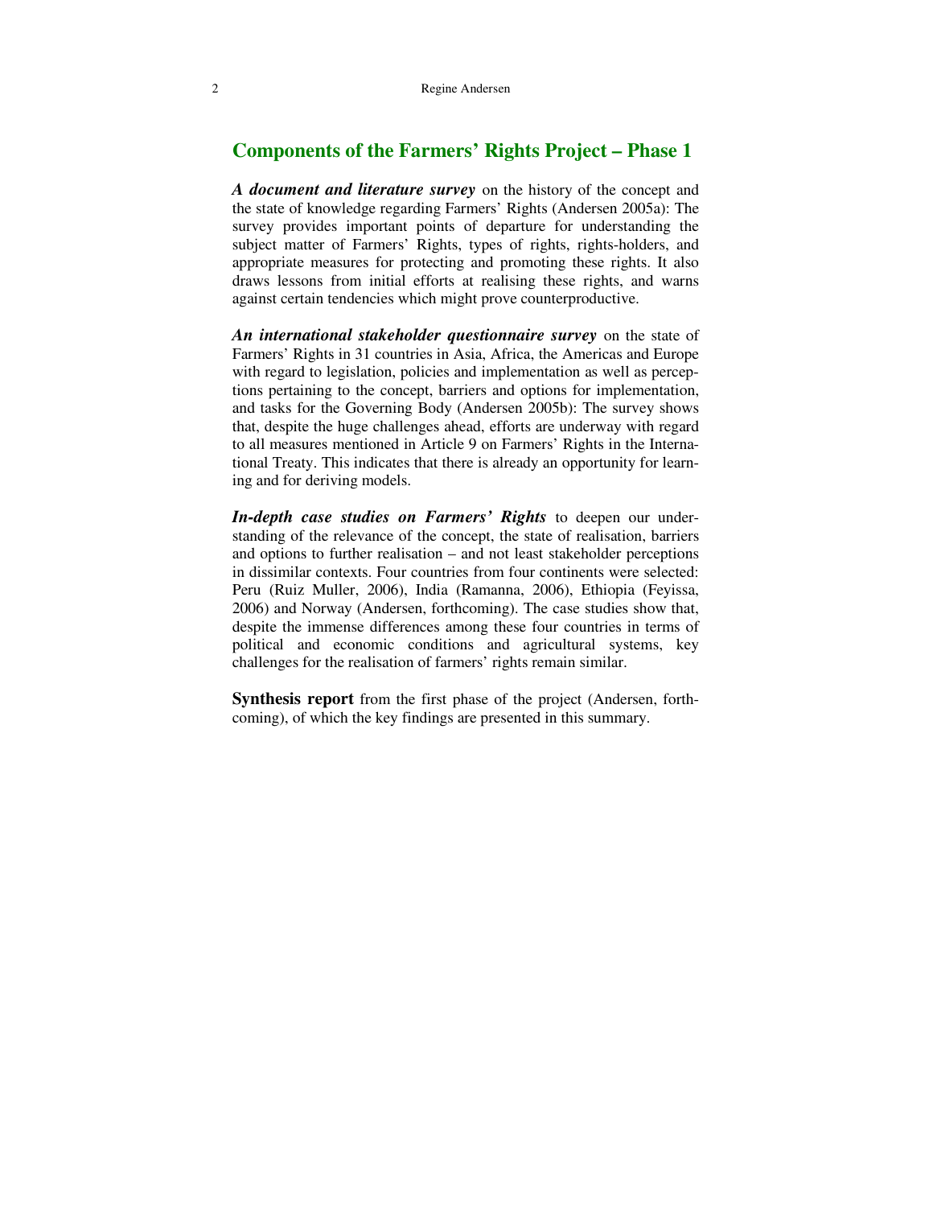## Components of the Farmers' Rights Project – Phase 1

***A document and literature survey*** on the history of the concept and the state of knowledge regarding Farmers' Rights (Andersen 2005a): The survey provides important points of departure for understanding the subject matter of Farmers' Rights, types of rights, rights-holders, and appropriate measures for protecting and promoting these rights. It also draws lessons from initial efforts at realising these rights, and warns against certain tendencies which might prove counterproductive.

***An international stakeholder questionnaire survey*** on the state of Farmers' Rights in 31 countries in Asia, Africa, the Americas and Europe with regard to legislation, policies and implementation as well as perceptions pertaining to the concept, barriers and options for implementation, and tasks for the Governing Body (Andersen 2005b): The survey shows that, despite the huge challenges ahead, efforts are underway with regard to all measures mentioned in Article 9 on Farmers' Rights in the International Treaty. This indicates that there is already an opportunity for learning and for deriving models.

***In-depth case studies on Farmers' Rights*** to deepen our understanding of the relevance of the concept, the state of realisation, barriers and options to further realisation – and not least stakeholder perceptions in dissimilar contexts. Four countries from four continents were selected: Peru (Ruiz Muller, 2006), India (Ramanna, 2006), Ethiopia (Feyissa, 2006) and Norway (Andersen, forthcoming). The case studies show that, despite the immense differences among these four countries in terms of political and economic conditions and agricultural systems, key challenges for the realisation of farmers' rights remain similar.

**Synthesis report** from the first phase of the project (Andersen, forthcoming), of which the key findings are presented in this summary.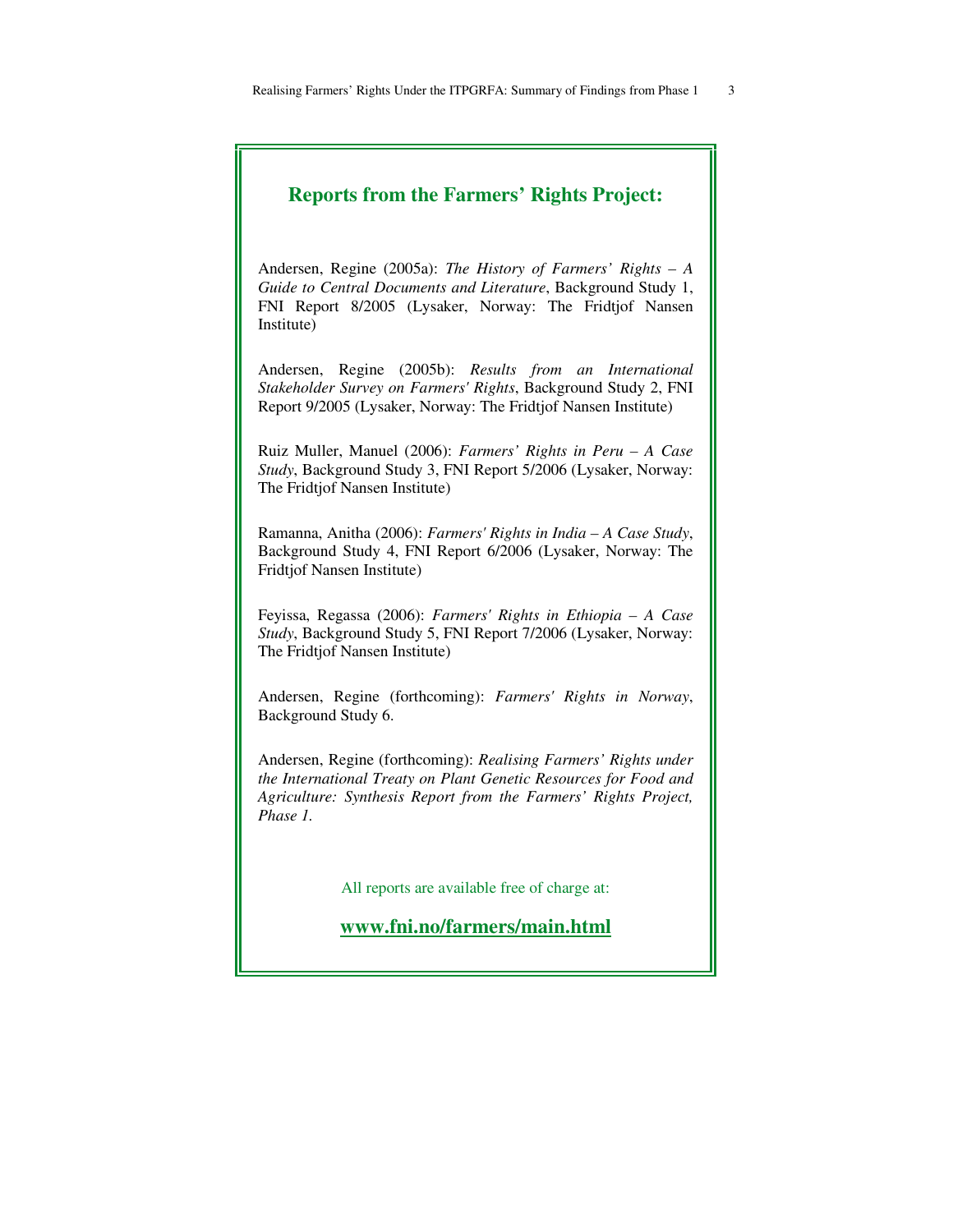## Reports from the Farmers' Rights Project:

Andersen, Regine (2005a): *The History of Farmers' Rights – A Guide to Central Documents and Literature*, Background Study 1, FNI Report 8/2005 (Lysaker, Norway: The Fridtjof Nansen Institute)

Andersen, Regine (2005b): *Results from an International Stakeholder Survey on Farmers' Rights*, Background Study 2, FNI Report 9/2005 (Lysaker, Norway: The Fridtjof Nansen Institute)

Ruiz Muller, Manuel (2006): *Farmers' Rights in Peru – A Case Study*, Background Study 3, FNI Report 5/2006 (Lysaker, Norway: The Fridtjof Nansen Institute)

Ramanna, Anitha (2006): *Farmers' Rights in India – A Case Study*, Background Study 4, FNI Report 6/2006 (Lysaker, Norway: The Fridtjof Nansen Institute)

Feyissa, Regassa (2006): *Farmers' Rights in Ethiopia – A Case Study*, Background Study 5, FNI Report 7/2006 (Lysaker, Norway: The Fridtjof Nansen Institute)

Andersen, Regine (forthcoming): *Farmers' Rights in Norway*, Background Study 6.

Andersen, Regine (forthcoming): *Realising Farmers' Rights under the International Treaty on Plant Genetic Resources for Food and Agriculture: Synthesis Report from the Farmers' Rights Project, Phase 1.*

All reports are available free of charge at:

**www.fni.no/farmers/main.html**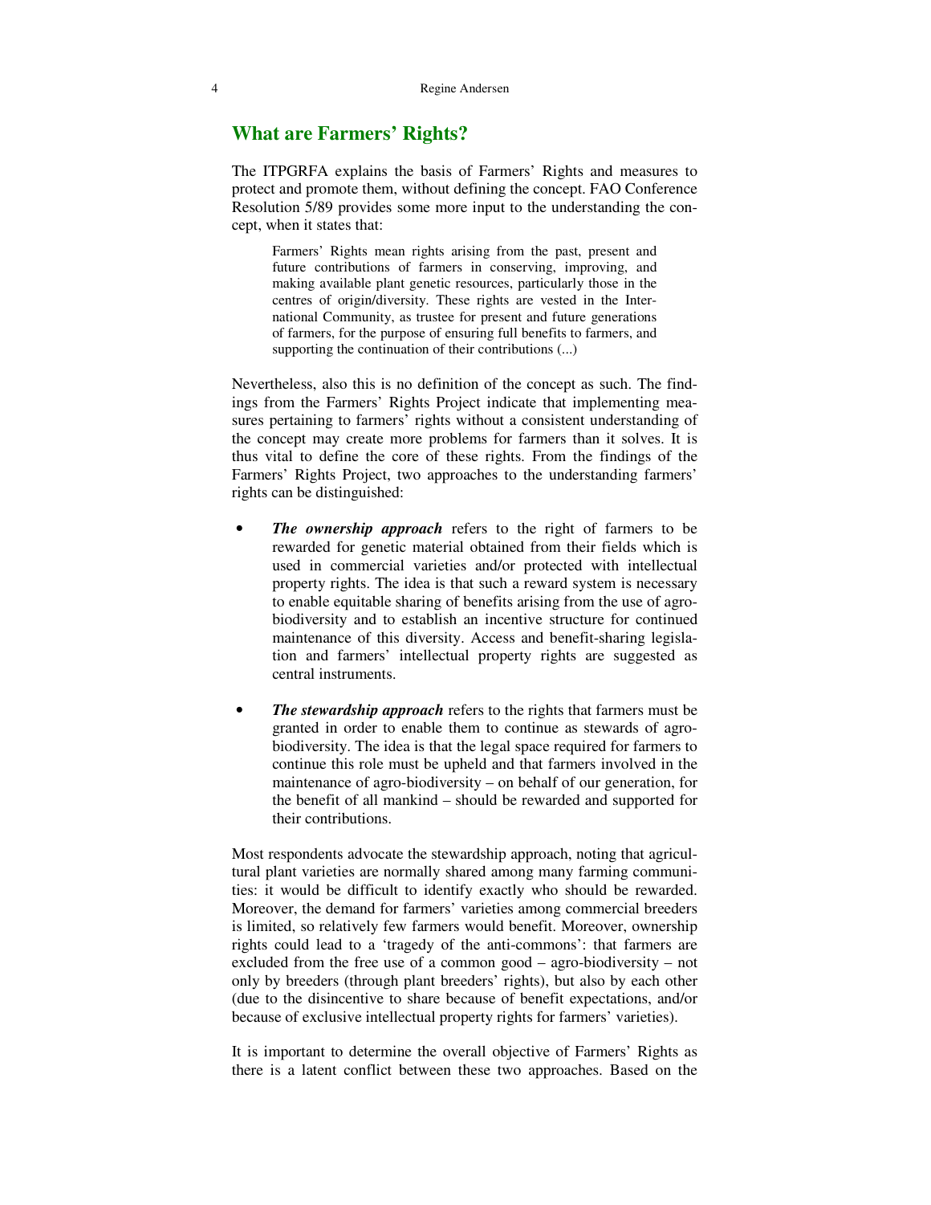## What are Farmers' Rights?

The ITPGRFA explains the basis of Farmers' Rights and measures to protect and promote them, without defining the concept. FAO Conference Resolution 5/89 provides some more input to the understanding the concept, when it states that:

> Farmers' Rights mean rights arising from the past, present and future contributions of farmers in conserving, improving, and making available plant genetic resources, particularly those in the centres of origin/diversity. These rights are vested in the International Community, as trustee for present and future generations of farmers, for the purpose of ensuring full benefits to farmers, and supporting the continuation of their contributions (...)

Nevertheless, also this is no definition of the concept as such. The findings from the Farmers' Rights Project indicate that implementing measures pertaining to farmers' rights without a consistent understanding of the concept may create more problems for farmers than it solves. It is thus vital to define the core of these rights. From the findings of the Farmers' Rights Project, two approaches to the understanding farmers' rights can be distinguished:

- ***The ownership approach*** refers to the right of farmers to be rewarded for genetic material obtained from their fields which is used in commercial varieties and/or protected with intellectual property rights. The idea is that such a reward system is necessary to enable equitable sharing of benefits arising from the use of agro-biodiversity and to establish an incentive structure for continued maintenance of this diversity. Access and benefit-sharing legislation and farmers' intellectual property rights are suggested as central instruments.
- ***The stewardship approach*** refers to the rights that farmers must be granted in order to enable them to continue as stewards of agro-biodiversity. The idea is that the legal space required for farmers to continue this role must be upheld and that farmers involved in the maintenance of agro-biodiversity – on behalf of our generation, for the benefit of all mankind – should be rewarded and supported for their contributions.

Most respondents advocate the stewardship approach, noting that agricultural plant varieties are normally shared among many farming communities: it would be difficult to identify exactly who should be rewarded. Moreover, the demand for farmers' varieties among commercial breeders is limited, so relatively few farmers would benefit. Moreover, ownership rights could lead to a 'tragedy of the anti-commons': that farmers are excluded from the free use of a common good – agro-biodiversity – not only by breeders (through plant breeders' rights), but also by each other (due to the disincentive to share because of benefit expectations, and/or because of exclusive intellectual property rights for farmers' varieties).

It is important to determine the overall objective of Farmers' Rights as there is a latent conflict between these two approaches. Based on the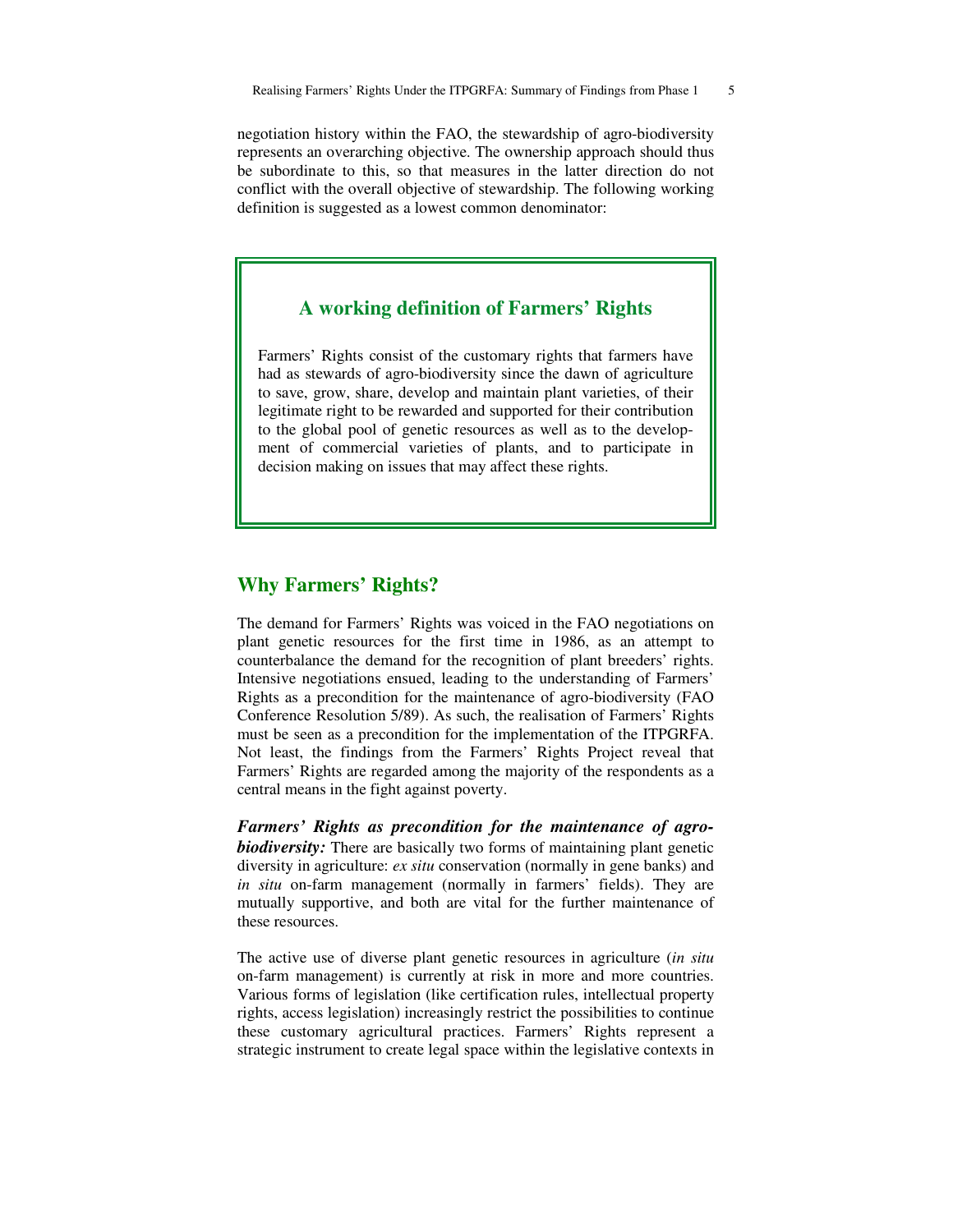negotiation history within the FAO, the stewardship of agro-biodiversity represents an overarching objective. The ownership approach should thus be subordinate to this, so that measures in the latter direction do not conflict with the overall objective of stewardship. The following working definition is suggested as a lowest common denominator:

### A working definition of Farmers' Rights

Farmers' Rights consist of the customary rights that farmers have had as stewards of agro-biodiversity since the dawn of agriculture to save, grow, share, develop and maintain plant varieties, of their legitimate right to be rewarded and supported for their contribution to the global pool of genetic resources as well as to the development of commercial varieties of plants, and to participate in decision making on issues that may affect these rights.

## Why Farmers' Rights?

The demand for Farmers' Rights was voiced in the FAO negotiations on plant genetic resources for the first time in 1986, as an attempt to counterbalance the demand for the recognition of plant breeders' rights. Intensive negotiations ensued, leading to the understanding of Farmers' Rights as a precondition for the maintenance of agro-biodiversity (FAO Conference Resolution 5/89). As such, the realisation of Farmers' Rights must be seen as a precondition for the implementation of the ITPGRFA. Not least, the findings from the Farmers' Rights Project reveal that Farmers' Rights are regarded among the majority of the respondents as a central means in the fight against poverty.

***Farmers' Rights as precondition for the maintenance of agro-biodiversity:*** There are basically two forms of maintaining plant genetic diversity in agriculture: *ex situ* conservation (normally in gene banks) and *in situ* on-farm management (normally in farmers' fields). They are mutually supportive, and both are vital for the further maintenance of these resources.

The active use of diverse plant genetic resources in agriculture (*in situ* on-farm management) is currently at risk in more and more countries. Various forms of legislation (like certification rules, intellectual property rights, access legislation) increasingly restrict the possibilities to continue these customary agricultural practices. Farmers' Rights represent a strategic instrument to create legal space within the legislative contexts in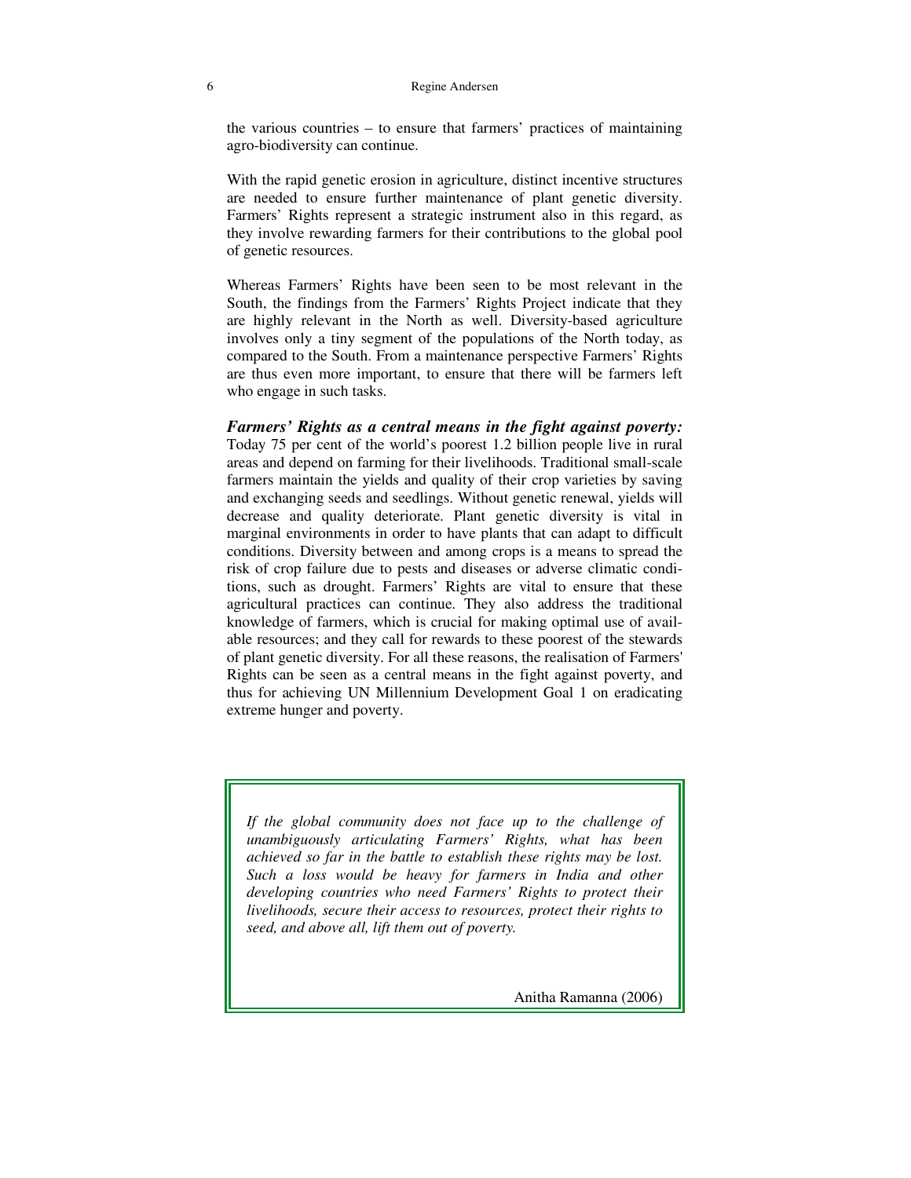the various countries – to ensure that farmers' practices of maintaining agro-biodiversity can continue.

With the rapid genetic erosion in agriculture, distinct incentive structures are needed to ensure further maintenance of plant genetic diversity. Farmers' Rights represent a strategic instrument also in this regard, as they involve rewarding farmers for their contributions to the global pool of genetic resources.

Whereas Farmers' Rights have been seen to be most relevant in the South, the findings from the Farmers' Rights Project indicate that they are highly relevant in the North as well. Diversity-based agriculture involves only a tiny segment of the populations of the North today, as compared to the South. From a maintenance perspective Farmers' Rights are thus even more important, to ensure that there will be farmers left who engage in such tasks.

***Farmers' Rights as a central means in the fight against poverty:*** Today 75 per cent of the world's poorest 1.2 billion people live in rural areas and depend on farming for their livelihoods. Traditional small-scale farmers maintain the yields and quality of their crop varieties by saving and exchanging seeds and seedlings. Without genetic renewal, yields will decrease and quality deteriorate. Plant genetic diversity is vital in marginal environments in order to have plants that can adapt to difficult conditions. Diversity between and among crops is a means to spread the risk of crop failure due to pests and diseases or adverse climatic conditions, such as drought. Farmers' Rights are vital to ensure that these agricultural practices can continue. They also address the traditional knowledge of farmers, which is crucial for making optimal use of available resources; and they call for rewards to these poorest of the stewards of plant genetic diversity. For all these reasons, the realisation of Farmers' Rights can be seen as a central means in the fight against poverty, and thus for achieving UN Millennium Development Goal 1 on eradicating extreme hunger and poverty.

> *If the global community does not face up to the challenge of unambiguously articulating Farmers' Rights, what has been achieved so far in the battle to establish these rights may be lost. Such a loss would be heavy for farmers in India and other developing countries who need Farmers' Rights to protect their livelihoods, secure their access to resources, protect their rights to seed, and above all, lift them out of poverty.*
>
> Anitha Ramanna (2006)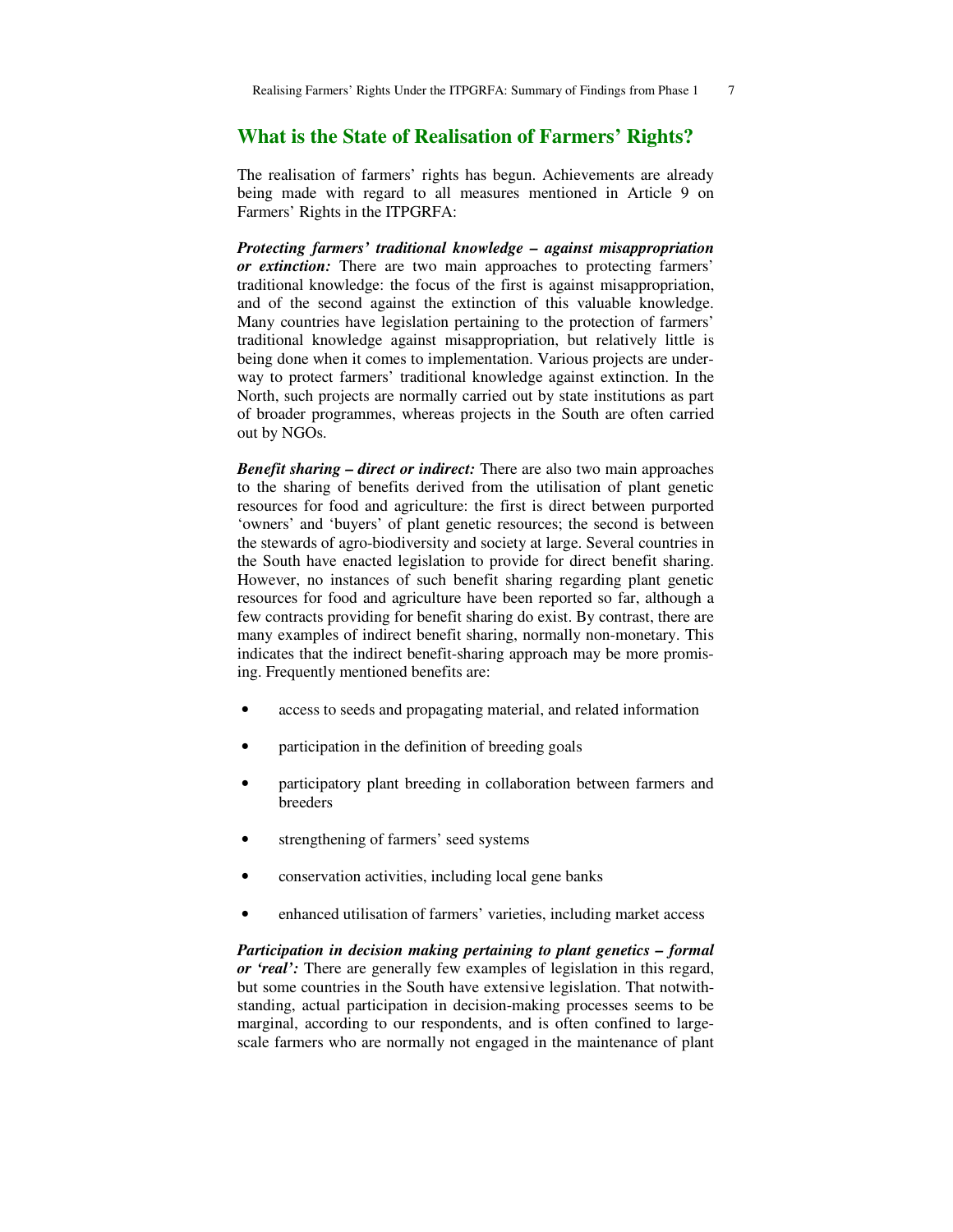## What is the State of Realisation of Farmers' Rights?

The realisation of farmers' rights has begun. Achievements are already being made with regard to all measures mentioned in Article 9 on Farmers' Rights in the ITPGRFA:

***Protecting farmers' traditional knowledge – against misappropriation or extinction:*** There are two main approaches to protecting farmers' traditional knowledge: the focus of the first is against misappropriation, and of the second against the extinction of this valuable knowledge. Many countries have legislation pertaining to the protection of farmers' traditional knowledge against misappropriation, but relatively little is being done when it comes to implementation. Various projects are underway to protect farmers' traditional knowledge against extinction. In the North, such projects are normally carried out by state institutions as part of broader programmes, whereas projects in the South are often carried out by NGOs.

***Benefit sharing – direct or indirect:*** There are also two main approaches to the sharing of benefits derived from the utilisation of plant genetic resources for food and agriculture: the first is direct between purported 'owners' and 'buyers' of plant genetic resources; the second is between the stewards of agro-biodiversity and society at large. Several countries in the South have enacted legislation to provide for direct benefit sharing. However, no instances of such benefit sharing regarding plant genetic resources for food and agriculture have been reported so far, although a few contracts providing for benefit sharing do exist. By contrast, there are many examples of indirect benefit sharing, normally non-monetary. This indicates that the indirect benefit-sharing approach may be more promising. Frequently mentioned benefits are:

- access to seeds and propagating material, and related information
- participation in the definition of breeding goals
- participatory plant breeding in collaboration between farmers and breeders
- strengthening of farmers' seed systems
- conservation activities, including local gene banks
- enhanced utilisation of farmers' varieties, including market access

***Participation in decision making pertaining to plant genetics – formal or 'real':*** There are generally few examples of legislation in this regard, but some countries in the South have extensive legislation. That notwithstanding, actual participation in decision-making processes seems to be marginal, according to our respondents, and is often confined to large-scale farmers who are normally not engaged in the maintenance of plant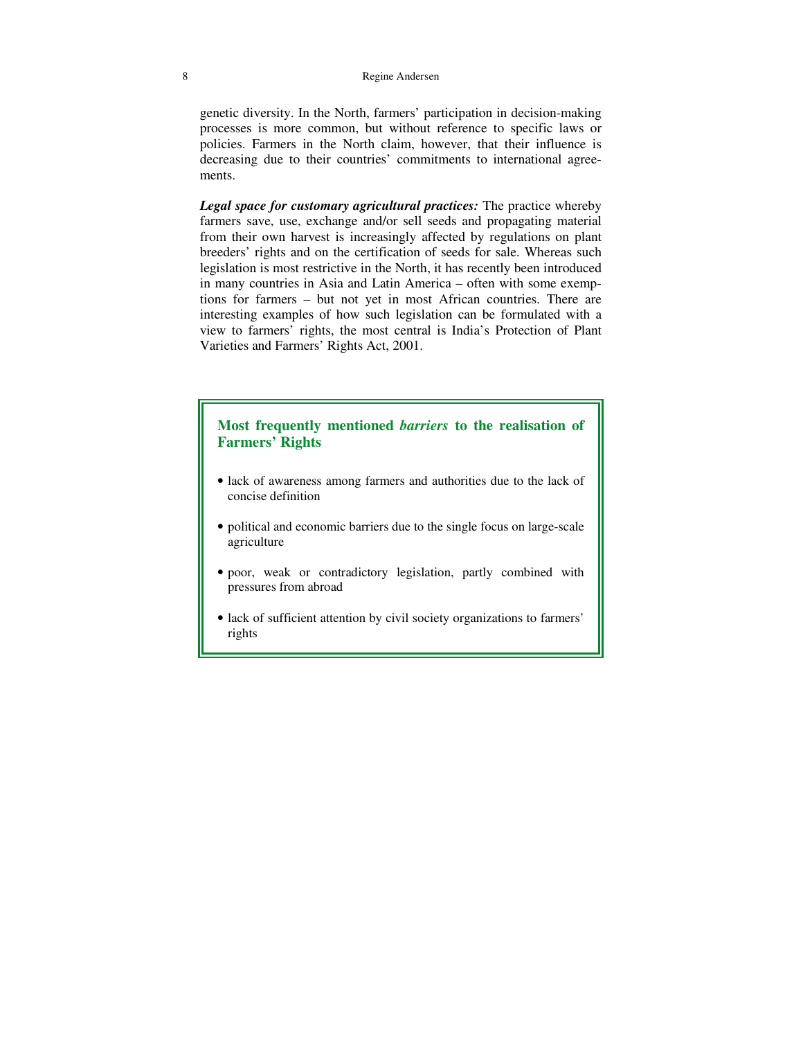genetic diversity. In the North, farmers' participation in decision-making processes is more common, but without reference to specific laws or policies. Farmers in the North claim, however, that their influence is decreasing due to their countries' commitments to international agreements.

***Legal space for customary agricultural practices:*** The practice whereby farmers save, use, exchange and/or sell seeds and propagating material from their own harvest is increasingly affected by regulations on plant breeders' rights and on the certification of seeds for sale. Whereas such legislation is most restrictive in the North, it has recently been introduced in many countries in Asia and Latin America – often with some exemptions for farmers – but not yet in most African countries. There are interesting examples of how such legislation can be formulated with a view to farmers' rights, the most central is India's Protection of Plant Varieties and Farmers' Rights Act, 2001.

### Most frequently mentioned *barriers* to the realisation of Farmers' Rights

- lack of awareness among farmers and authorities due to the lack of concise definition
- political and economic barriers due to the single focus on large-scale agriculture
- poor, weak or contradictory legislation, partly combined with pressures from abroad
- lack of sufficient attention by civil society organizations to farmers' rights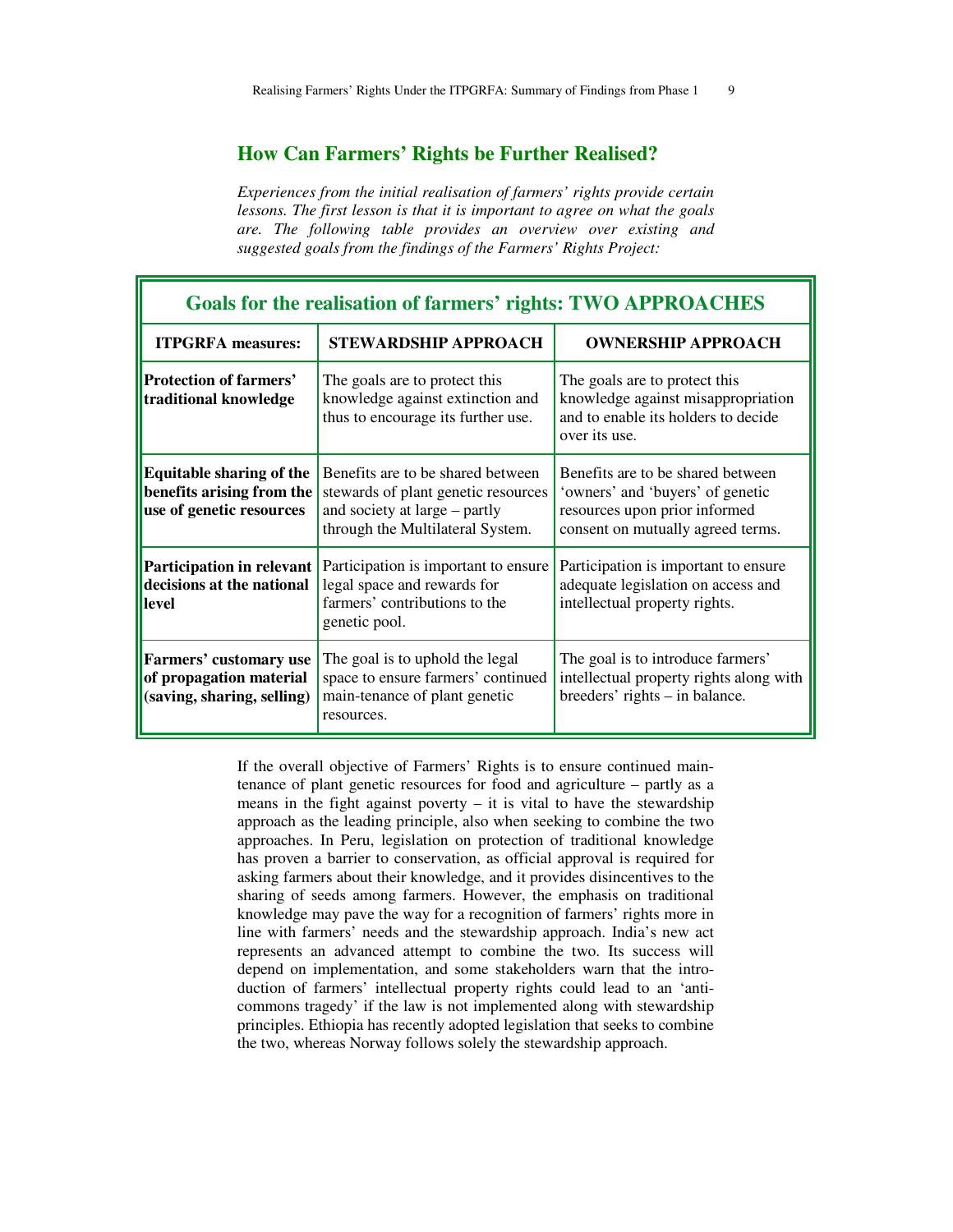## How Can Farmers' Rights be Further Realised?

*Experiences from the initial realisation of farmers' rights provide certain lessons. The first lesson is that it is important to agree on what the goals are. The following table provides an overview over existing and suggested goals from the findings of the Farmers' Rights Project:*

**Goals for the realisation of farmers' rights: TWO APPROACHES**

| ITPGRFA measures: | STEWARDSHIP APPROACH | OWNERSHIP APPROACH |
|---|---|---|
| **Protection of farmers' traditional knowledge** | The goals are to protect this knowledge against extinction and thus to encourage its further use. | The goals are to protect this knowledge against misappropriation and to enable its holders to decide over its use. |
| **Equitable sharing of the benefits arising from the use of genetic resources** | Benefits are to be shared between stewards of plant genetic resources and society at large – partly through the Multilateral System. | Benefits are to be shared between 'owners' and 'buyers' of genetic resources upon prior informed consent on mutually agreed terms. |
| **Participation in relevant decisions at the national level** | Participation is important to ensure legal space and rewards for farmers' contributions to the genetic pool. | Participation is important to ensure adequate legislation on access and intellectual property rights. |
| **Farmers' customary use of propagation material (saving, sharing, selling)** | The goal is to uphold the legal space to ensure farmers' continued main-tenance of plant genetic resources. | The goal is to introduce farmers' intellectual property rights along with breeders' rights – in balance. |

If the overall objective of Farmers' Rights is to ensure continued maintenance of plant genetic resources for food and agriculture – partly as a means in the fight against poverty – it is vital to have the stewardship approach as the leading principle, also when seeking to combine the two approaches. In Peru, legislation on protection of traditional knowledge has proven a barrier to conservation, as official approval is required for asking farmers about their knowledge, and it provides disincentives to the sharing of seeds among farmers. However, the emphasis on traditional knowledge may pave the way for a recognition of farmers' rights more in line with farmers' needs and the stewardship approach. India's new act represents an advanced attempt to combine the two. Its success will depend on implementation, and some stakeholders warn that the introduction of farmers' intellectual property rights could lead to an 'anti-commons tragedy' if the law is not implemented along with stewardship principles. Ethiopia has recently adopted legislation that seeks to combine the two, whereas Norway follows solely the stewardship approach.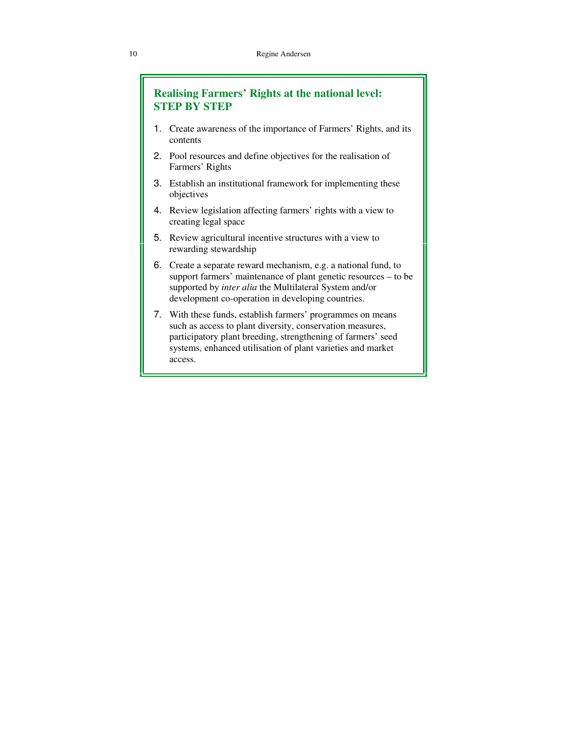## Realising Farmers' Rights at the national level: STEP BY STEP

1. Create awareness of the importance of Farmers' Rights, and its contents
2. Pool resources and define objectives for the realisation of Farmers' Rights
3. Establish an institutional framework for implementing these objectives
4. Review legislation affecting farmers' rights with a view to creating legal space
5. Review agricultural incentive structures with a view to rewarding stewardship
6. Create a separate reward mechanism, e.g. a national fund, to support farmers' maintenance of plant genetic resources – to be supported by *inter alia* the Multilateral System and/or development co-operation in developing countries.
7. With these funds, establish farmers' programmes on means such as access to plant diversity, conservation measures, participatory plant breeding, strengthening of farmers' seed systems, enhanced utilisation of plant varieties and market access.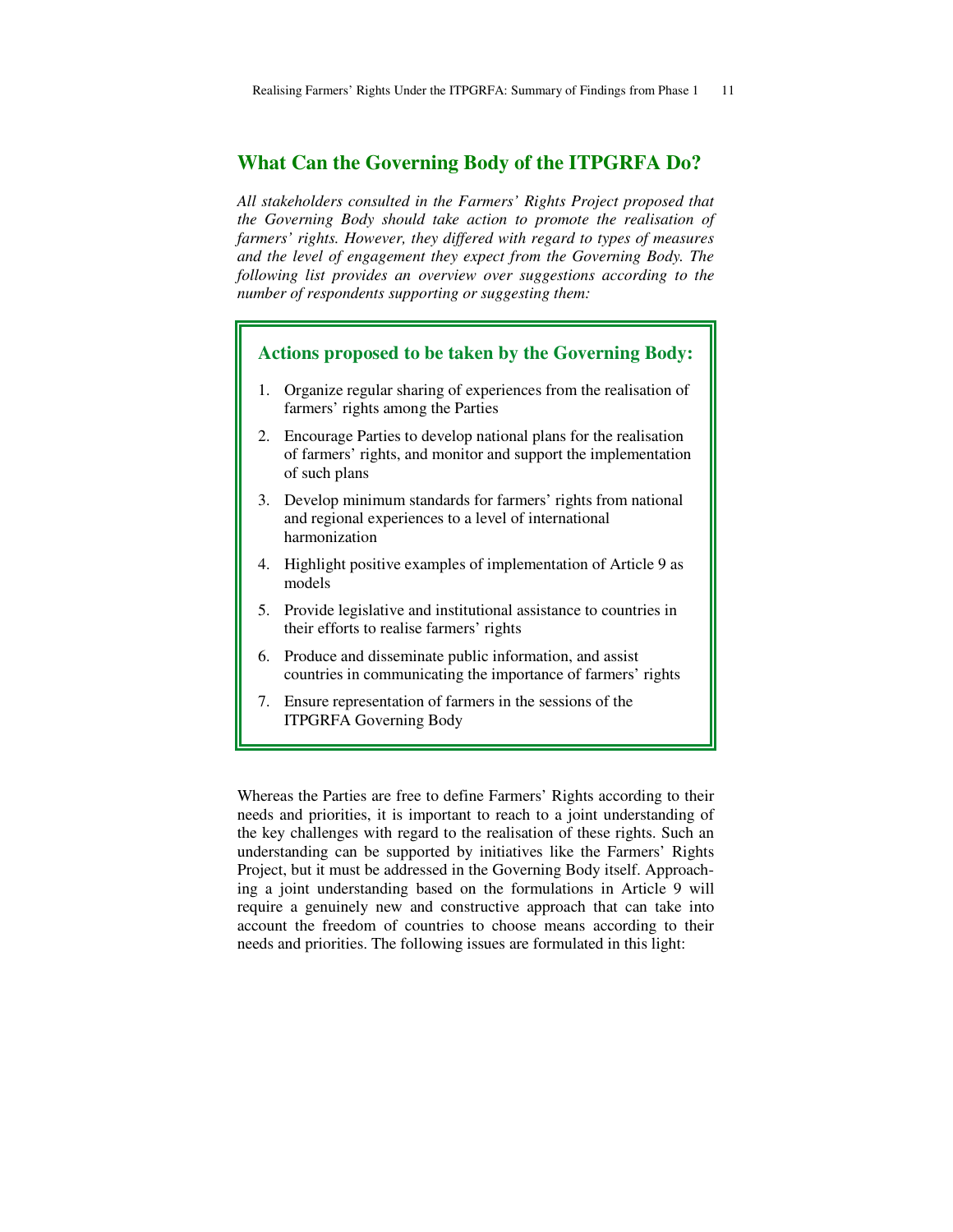## What Can the Governing Body of the ITPGRFA Do?

*All stakeholders consulted in the Farmers' Rights Project proposed that the Governing Body should take action to promote the realisation of farmers' rights. However, they differed with regard to types of measures and the level of engagement they expect from the Governing Body. The following list provides an overview over suggestions according to the number of respondents supporting or suggesting them:*

### Actions proposed to be taken by the Governing Body:

1. Organize regular sharing of experiences from the realisation of farmers' rights among the Parties
2. Encourage Parties to develop national plans for the realisation of farmers' rights, and monitor and support the implementation of such plans
3. Develop minimum standards for farmers' rights from national and regional experiences to a level of international harmonization
4. Highlight positive examples of implementation of Article 9 as models
5. Provide legislative and institutional assistance to countries in their efforts to realise farmers' rights
6. Produce and disseminate public information, and assist countries in communicating the importance of farmers' rights
7. Ensure representation of farmers in the sessions of the ITPGRFA Governing Body

Whereas the Parties are free to define Farmers' Rights according to their needs and priorities, it is important to reach to a joint understanding of the key challenges with regard to the realisation of these rights. Such an understanding can be supported by initiatives like the Farmers' Rights Project, but it must be addressed in the Governing Body itself. Approaching a joint understanding based on the formulations in Article 9 will require a genuinely new and constructive approach that can take into account the freedom of countries to choose means according to their needs and priorities. The following issues are formulated in this light: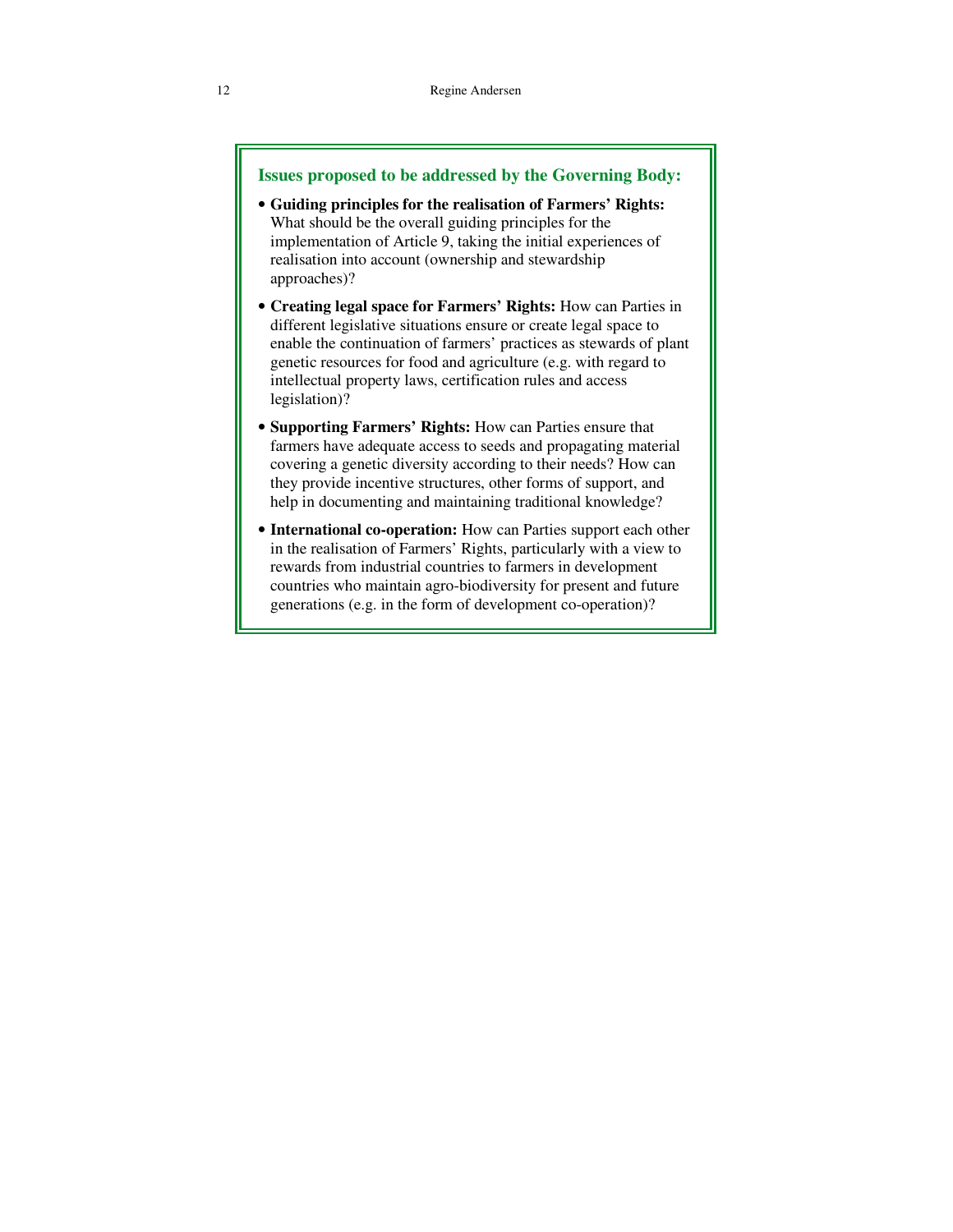**Issues proposed to be addressed by the Governing Body:**

- **Guiding principles for the realisation of Farmers' Rights:** What should be the overall guiding principles for the implementation of Article 9, taking the initial experiences of realisation into account (ownership and stewardship approaches)?
- **Creating legal space for Farmers' Rights:** How can Parties in different legislative situations ensure or create legal space to enable the continuation of farmers' practices as stewards of plant genetic resources for food and agriculture (e.g. with regard to intellectual property laws, certification rules and access legislation)?
- **Supporting Farmers' Rights:** How can Parties ensure that farmers have adequate access to seeds and propagating material covering a genetic diversity according to their needs? How can they provide incentive structures, other forms of support, and help in documenting and maintaining traditional knowledge?
- **International co-operation:** How can Parties support each other in the realisation of Farmers' Rights, particularly with a view to rewards from industrial countries to farmers in development countries who maintain agro-biodiversity for present and future generations (e.g. in the form of development co-operation)?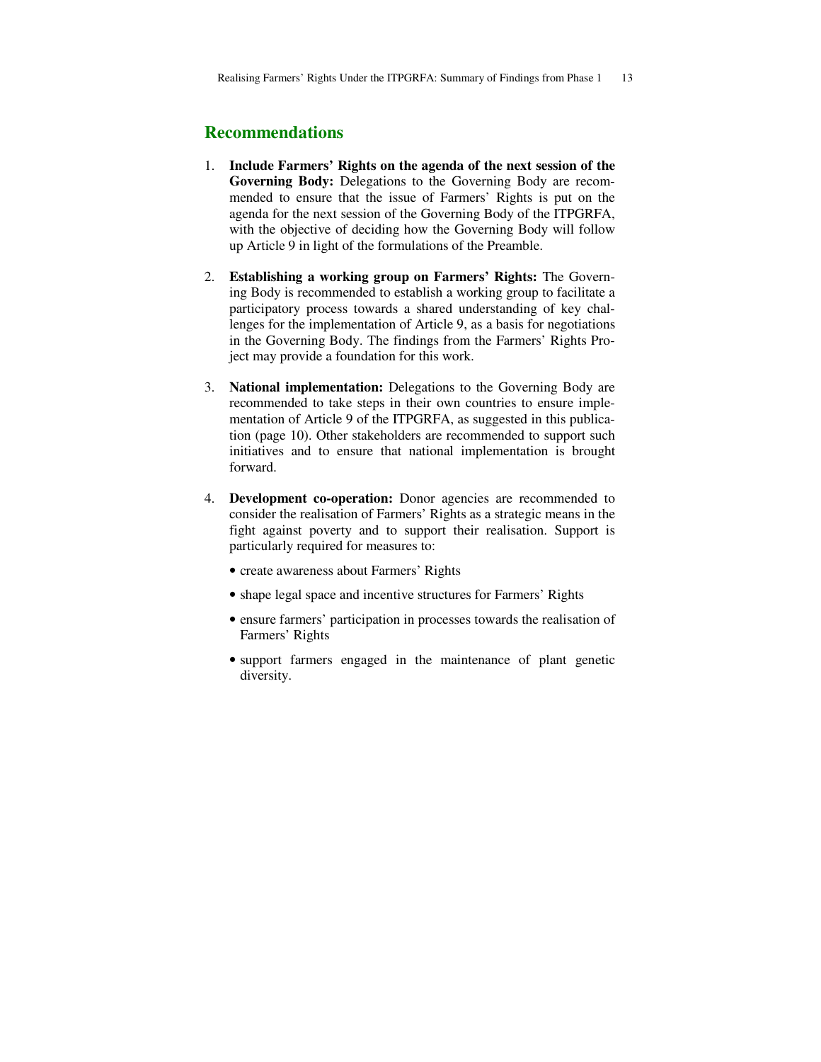## Recommendations

1. **Include Farmers' Rights on the agenda of the next session of the Governing Body:** Delegations to the Governing Body are recommended to ensure that the issue of Farmers' Rights is put on the agenda for the next session of the Governing Body of the ITPGRFA, with the objective of deciding how the Governing Body will follow up Article 9 in light of the formulations of the Preamble.

2. **Establishing a working group on Farmers' Rights:** The Governing Body is recommended to establish a working group to facilitate a participatory process towards a shared understanding of key challenges for the implementation of Article 9, as a basis for negotiations in the Governing Body. The findings from the Farmers' Rights Project may provide a foundation for this work.

3. **National implementation:** Delegations to the Governing Body are recommended to take steps in their own countries to ensure implementation of Article 9 of the ITPGRFA, as suggested in this publication (page 10). Other stakeholders are recommended to support such initiatives and to ensure that national implementation is brought forward.

4. **Development co-operation:** Donor agencies are recommended to consider the realisation of Farmers' Rights as a strategic means in the fight against poverty and to support their realisation. Support is particularly required for measures to:

   - create awareness about Farmers' Rights
   - shape legal space and incentive structures for Farmers' Rights
   - ensure farmers' participation in processes towards the realisation of Farmers' Rights
   - support farmers engaged in the maintenance of plant genetic diversity.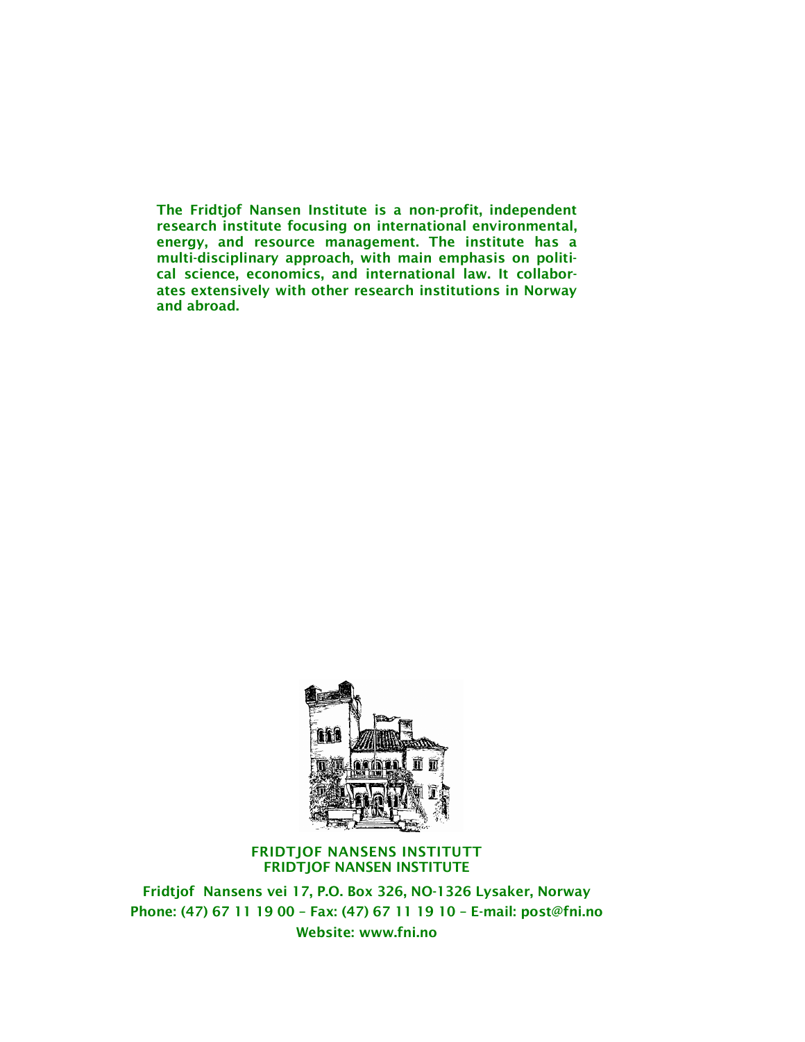**The Fridtjof Nansen Institute is a non-profit, independent research institute focusing on international environmental, energy, and resource management. The institute has a multi-disciplinary approach, with main emphasis on political science, economics, and international law. It collaborates extensively with other research institutions in Norway and abroad.**

FRIDTJOF NANSENS INSTITUTT
FRIDTJOF NANSEN INSTITUTE

**Fridtjof Nansens vei 17, P.O. Box 326, NO-1326 Lysaker, Norway**
**Phone: (47) 67 11 19 00 – Fax: (47) 67 11 19 10 – E-mail: post@fni.no**
**Website: www.fni.no**